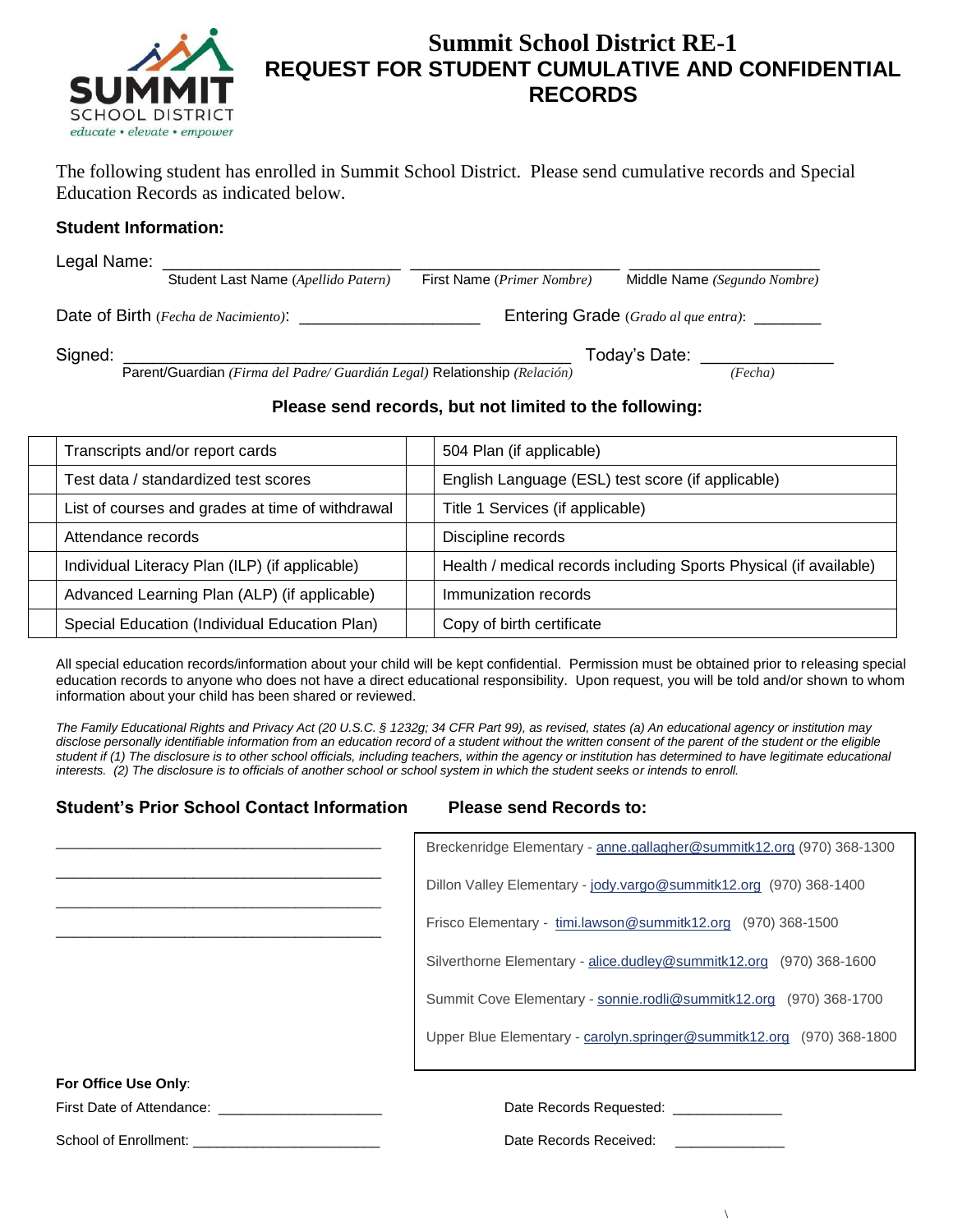# Summit School District RE-1

## REQUEST FOR STUDENT CUMULATIVE AND CONFIDENTIAL RECORDS

The following student has enrolled in Summit School District. Please send cumulative records and Special Education Records as indicated below.

### Student Information:

Legal Name: ______________________ ______________________ ______________________

Student Last Name *(Apellido Patern)* First Name *(Primer Nombre)* Middle Name *(Segundo Nombre)*

Date of Birth *(Fecha de Nacimiento)*: ____________________ Entering Grade *(Grado al que entra)*: _______

Signed: ____________________________________________ Today's Date: _____________

Parent/Guardian *(Firma del Padre/ Guardián Legal)* Relationship *(Relación)* *(Fecha)*

**Please send records, but not limited to the following:**

| | | | |
|---|---|---|---|
| | Transcripts and/or report cards | | 504 Plan (if applicable) |
| | Test data / standardized test scores | | English Language (ESL) test score (if applicable) |
| | List of courses and grades at time of withdrawal | | Title 1 Services (if applicable) |
| | Attendance records | | Discipline records |
| | Individual Literacy Plan (ILP) (if applicable) | | Health / medical records including Sports Physical (if available) |
| | Advanced Learning Plan (ALP) (if applicable) | | Immunization records |
| | Special Education (Individual Education Plan) | | Copy of birth certificate |

All special education records/information about your child will be kept confidential. Permission must be obtained prior to releasing special education records to anyone who does not have a direct educational responsibility. Upon request, you will be told and/or shown to whom information about your child has been shared or reviewed.

*The Family Educational Rights and Privacy Act (20 U.S.C. § 1232g; 34 CFR Part 99), as revised, states (a) An educational agency or institution may disclose personally identifiable information from an education record of a student without the written consent of the parent of the student or the eligible student if (1) The disclosure is to other school officials, including teachers, within the agency or institution has determined to have legitimate educational interests. (2) The disclosure is to officials of another school or school system in which the student seeks or intends to enroll.*

### Student's Prior School Contact Information

________________________________________

________________________________________

________________________________________

________________________________________

### Please send Records to:

Breckenridge Elementary - anne.gallagher@summitk12.org (970) 368-1300

Dillon Valley Elementary - jody.vargo@summitk12.org (970) 368-1400

Frisco Elementary - timi.lawson@summitk12.org (970) 368-1500

Silverthorne Elementary - alice.dudley@summitk12.org (970) 368-1600

Summit Cove Elementary - sonnie.rodli@summitk12.org (970) 368-1700

Upper Blue Elementary - carolyn.springer@summitk12.org (970) 368-1800

**For Office Use Only**:

First Date of Attendance: ____________________

School of Enrollment: ________________________

Date Records Requested: _____________

Date Records Received: _____________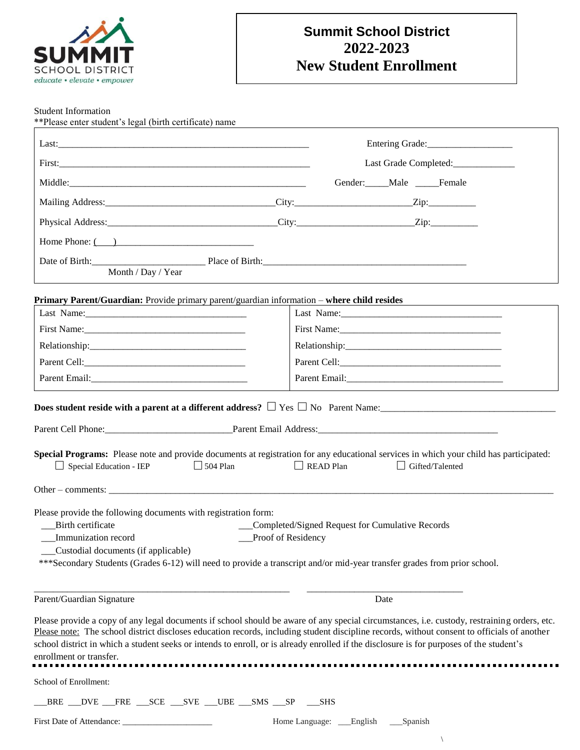# Summit School District 2022-2023 New Student Enrollment

SUMMIT SCHOOL DISTRICT
*educate • elevate • empower*

Student Information
**Please enter student's legal (birth certificate) name

Last:_______________________________________________ Entering Grade:________________

First:_______________________________________________ Last Grade Completed:____________

Middle:_____________________________________________ Gender:_____Male _____Female

Mailing Address:________________________________City:______________________Zip:_________

Physical Address:_______________________________City:______________________Zip:_________

Home Phone: (___)___________________________

Date of Birth:______________________ Place of Birth:______________________________________
Month / Day / Year

**Primary Parent/Guardian:** Provide primary parent/guardian information – **where child resides**

| | |
|---|---|
| Last Name:________________________ | Last Name:________________________ |
| First Name:________________________ | First Name:________________________ |
| Relationship:______________________ | Relationship:______________________ |
| Parent Cell:_______________________ | Parent Cell:_______________________ |
| Parent Email:______________________ | Parent Email:______________________ |

**Does student reside with a parent at a different address?** ☐ Yes ☐ No Parent Name:______________________________

Parent Cell Phone:________________________Parent Email Address:___________________________________

**Special Programs:** Please note and provide documents at registration for any educational services in which your child has participated:
☐ Special Education - IEP ☐ 504 Plan ☐ READ Plan ☐ Gifted/Talented

Other – comments: ______________________________________________________________________________

Please provide the following documents with registration form:
- ___Birth certificate
- ___Immunization record
- ___Custodial documents (if applicable)
- ___Completed/Signed Request for Cumulative Records
- ___Proof of Residency

***Secondary Students (Grades 6-12) will need to provide a transcript and/or mid-year transfer grades from prior school.

_____________________________________________ ______________________________
Parent/Guardian Signature Date

Please provide a copy of any legal documents if school should be aware of any special circumstances, i.e. custody, restraining orders, etc. Please note: The school district discloses education records, including student discipline records, without consent to officials of another school district in which a student seeks or intends to enroll, or is already enrolled if the disclosure is for purposes of the student's enrollment or transfer.

---

School of Enrollment:

___BRE ___DVE ___FRE ___SCE ___SVE ___UBE ___SMS ___SP ___SHS

First Date of Attendance: ____________________ Home Language: ___English ___Spanish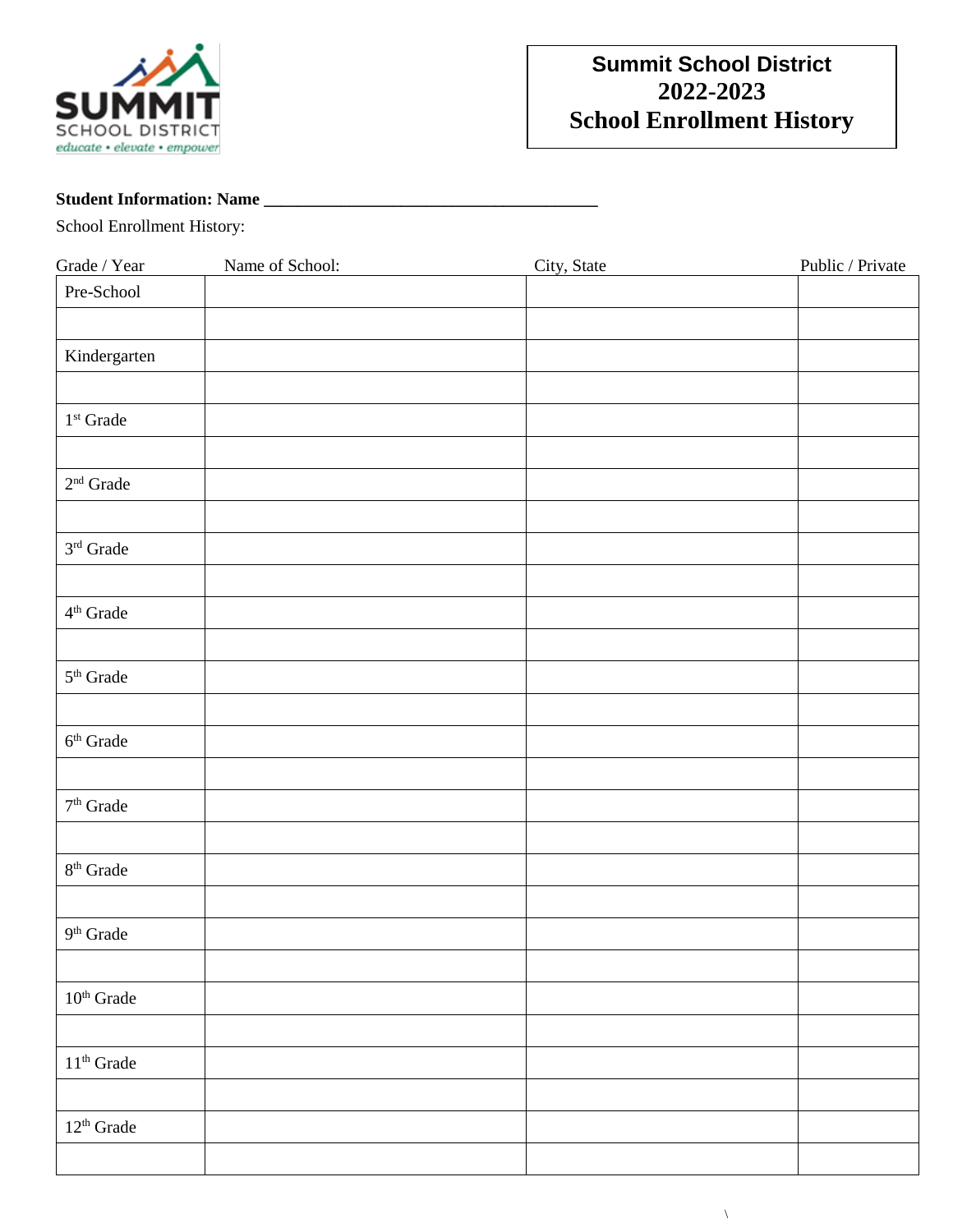SUMMIT SCHOOL DISTRICT
*educate • elevate • empower*

**Summit School District**
**2022-2023**
**School Enrollment History**

**Student Information: Name \_\_\_\_\_\_\_\_\_\_\_\_\_\_\_\_\_\_\_\_\_\_\_\_\_\_\_\_\_\_\_\_\_\_\_\_\_\_\_\_**

School Enrollment History:

| Grade / Year | Name of School: | City, State | Public / Private |
|---|---|---|---|
| Pre-School | | | |
| | | | |
| Kindergarten | | | |
| | | | |
| 1st Grade | | | |
| | | | |
| 2nd Grade | | | |
| | | | |
| 3rd Grade | | | |
| | | | |
| 4th Grade | | | |
| | | | |
| 5th Grade | | | |
| | | | |
| 6th Grade | | | |
| | | | |
| 7th Grade | | | |
| | | | |
| 8th Grade | | | |
| | | | |
| 9th Grade | | | |
| | | | |
| 10th Grade | | | |
| | | | |
| 11th Grade | | | |
| | | | |
| 12th Grade | | | |
| | | | |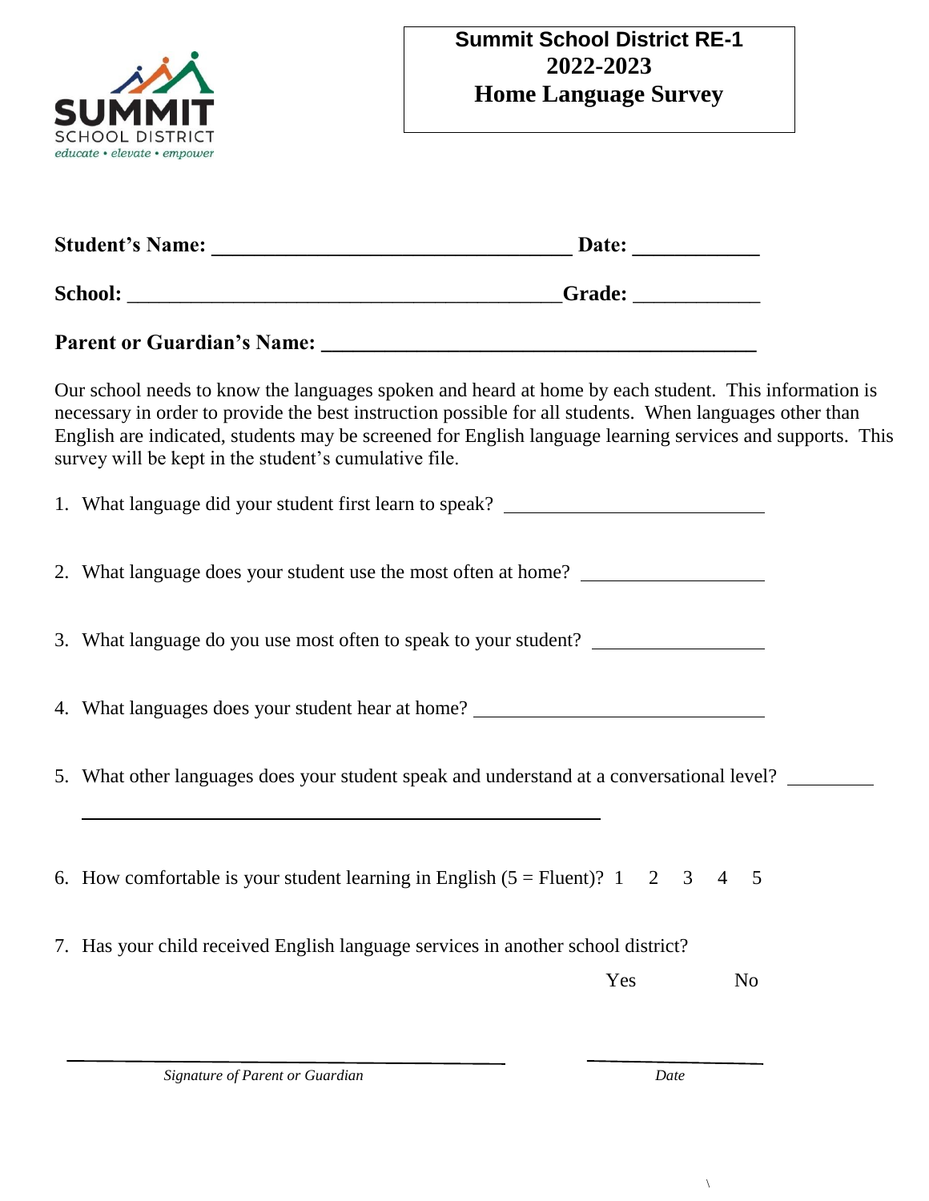**Summit School District RE-1**
**2022-2023**
**Home Language Survey**

SUMMIT
SCHOOL DISTRICT
*educate • elevate • empower*

**Student's Name:** ________________________________ **Date:** ___________

**School:** ________________________________________ **Grade:** ___________

**Parent or Guardian's Name:** ________________________________________

Our school needs to know the languages spoken and heard at home by each student. This information is necessary in order to provide the best instruction possible for all students. When languages other than English are indicated, students may be screened for English language learning services and supports. This survey will be kept in the student's cumulative file.

1. What language did your student first learn to speak? ________________________

2. What language does your student use the most often at home? ________________

3. What language do you use most often to speak to your student? ______________

4. What languages does your student hear at home? __________________________

5. What other languages does your student speak and understand at a conversational level? ________

   ____________________________________________

6. How comfortable is your student learning in English (5 = Fluent)? 1 2 3 4 5

7. Has your child received English language services in another school district?

   Yes No

______________________________________ ________________
*Signature of Parent or Guardian* *Date*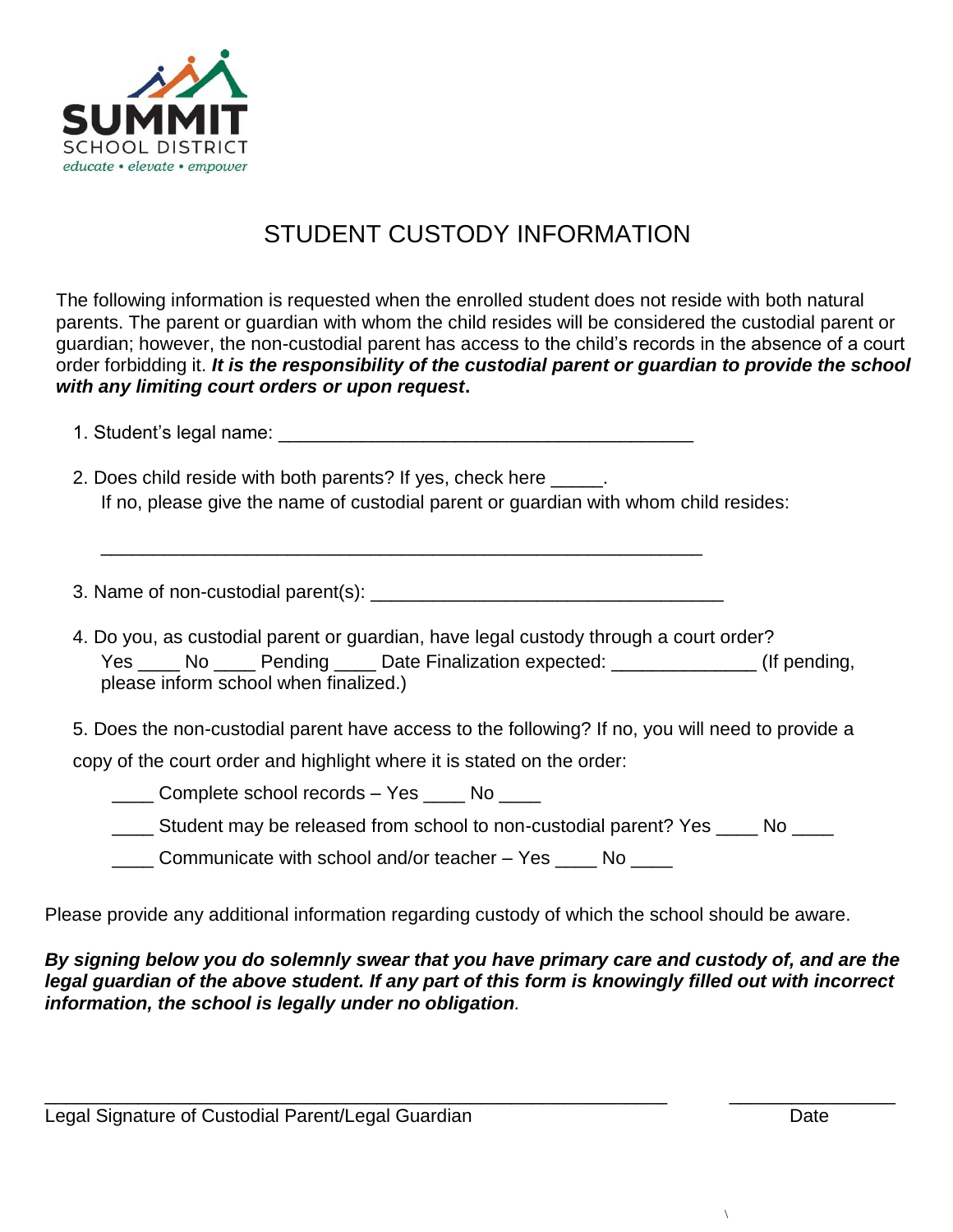SUMMIT
SCHOOL DISTRICT
*educate • elevate • empower*

# STUDENT CUSTODY INFORMATION

The following information is requested when the enrolled student does not reside with both natural parents. The parent or guardian with whom the child resides will be considered the custodial parent or guardian; however, the non-custodial parent has access to the child's records in the absence of a court order forbidding it. ***It is the responsibility of the custodial parent or guardian to provide the school with any limiting court orders or upon request*.**

1. Student's legal name: ________________________________________

2. Does child reside with both parents? If yes, check here _____.
   If no, please give the name of custodial parent or guardian with whom child resides:

   ____________________________________________________________

3. Name of non-custodial parent(s): __________________________________

4. Do you, as custodial parent or guardian, have legal custody through a court order?
   Yes ____ No ____ Pending ____ Date Finalization expected: ______________ (If pending, please inform school when finalized.)

5. Does the non-custodial parent have access to the following? If no, you will need to provide a copy of the court order and highlight where it is stated on the order:

   ____ Complete school records – Yes ____ No ____

   ____ Student may be released from school to non-custodial parent? Yes ____ No ____

   ____ Communicate with school and/or teacher – Yes ____ No ____

Please provide any additional information regarding custody of which the school should be aware.

***By signing below you do solemnly swear that you have primary care and custody of, and are the legal guardian of the above student. If any part of this form is knowingly filled out with incorrect information, the school is legally under no obligation.***

____________________________________________________________ ________________

Legal Signature of Custodial Parent/Legal Guardian Date